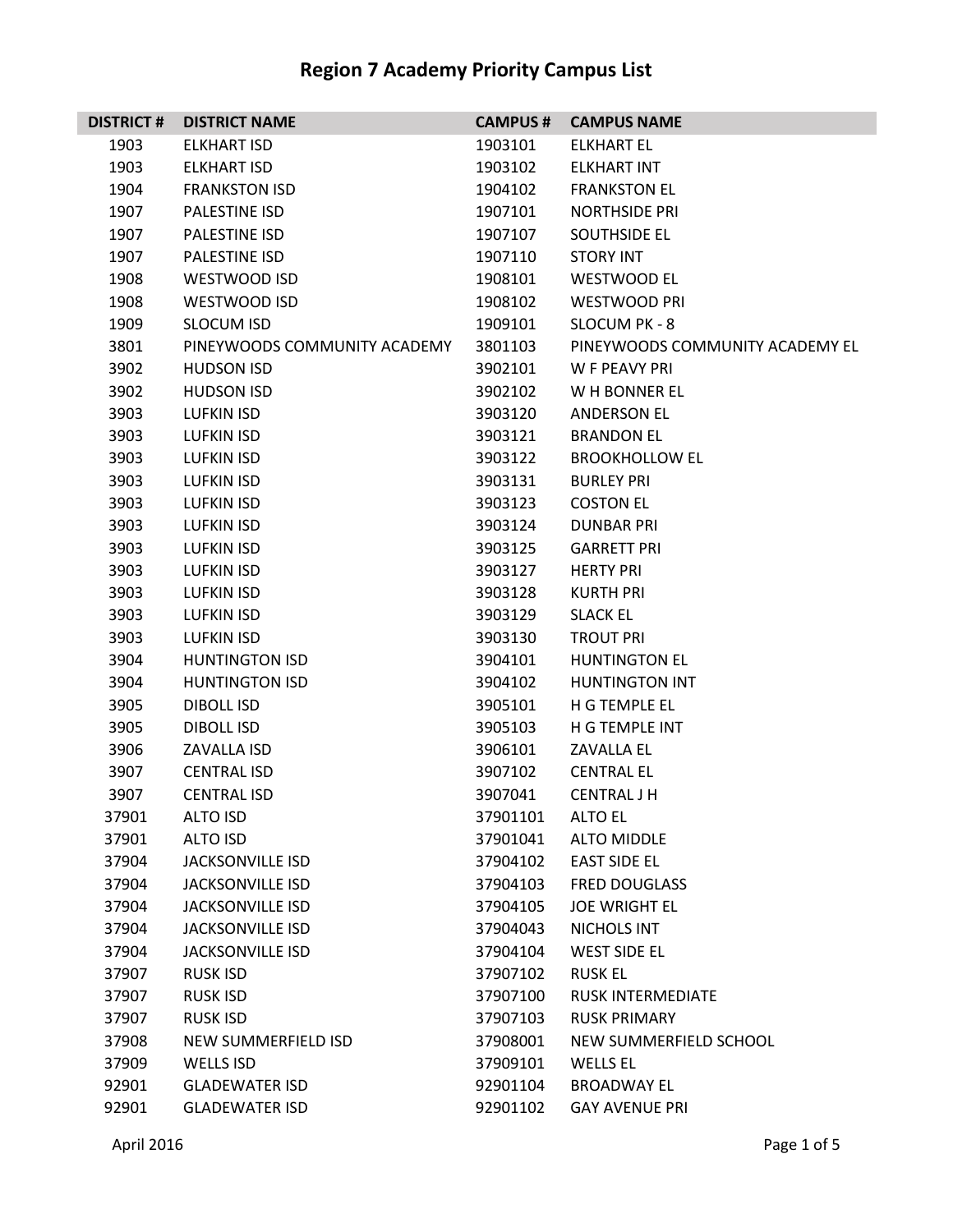# Region 7 Academy Priority Campus List

| DISTRICT # | DISTRICT NAME | CAMPUS # | CAMPUS NAME |
|---|---|---|---|
| 1903 | ELKHART ISD | 1903101 | ELKHART EL |
| 1903 | ELKHART ISD | 1903102 | ELKHART INT |
| 1904 | FRANKSTON ISD | 1904102 | FRANKSTON EL |
| 1907 | PALESTINE ISD | 1907101 | NORTHSIDE PRI |
| 1907 | PALESTINE ISD | 1907107 | SOUTHSIDE EL |
| 1907 | PALESTINE ISD | 1907110 | STORY INT |
| 1908 | WESTWOOD ISD | 1908101 | WESTWOOD EL |
| 1908 | WESTWOOD ISD | 1908102 | WESTWOOD PRI |
| 1909 | SLOCUM ISD | 1909101 | SLOCUM PK - 8 |
| 3801 | PINEYWOODS COMMUNITY ACADEMY | 3801103 | PINEYWOODS COMMUNITY ACADEMY EL |
| 3902 | HUDSON ISD | 3902101 | W F PEAVY PRI |
| 3902 | HUDSON ISD | 3902102 | W H BONNER EL |
| 3903 | LUFKIN ISD | 3903120 | ANDERSON EL |
| 3903 | LUFKIN ISD | 3903121 | BRANDON EL |
| 3903 | LUFKIN ISD | 3903122 | BROOKHOLLOW EL |
| 3903 | LUFKIN ISD | 3903131 | BURLEY PRI |
| 3903 | LUFKIN ISD | 3903123 | COSTON EL |
| 3903 | LUFKIN ISD | 3903124 | DUNBAR PRI |
| 3903 | LUFKIN ISD | 3903125 | GARRETT PRI |
| 3903 | LUFKIN ISD | 3903127 | HERTY PRI |
| 3903 | LUFKIN ISD | 3903128 | KURTH PRI |
| 3903 | LUFKIN ISD | 3903129 | SLACK EL |
| 3903 | LUFKIN ISD | 3903130 | TROUT PRI |
| 3904 | HUNTINGTON ISD | 3904101 | HUNTINGTON EL |
| 3904 | HUNTINGTON ISD | 3904102 | HUNTINGTON INT |
| 3905 | DIBOLL ISD | 3905101 | H G TEMPLE EL |
| 3905 | DIBOLL ISD | 3905103 | H G TEMPLE INT |
| 3906 | ZAVALLA ISD | 3906101 | ZAVALLA EL |
| 3907 | CENTRAL ISD | 3907102 | CENTRAL EL |
| 3907 | CENTRAL ISD | 3907041 | CENTRAL J H |
| 37901 | ALTO ISD | 37901101 | ALTO EL |
| 37901 | ALTO ISD | 37901041 | ALTO MIDDLE |
| 37904 | JACKSONVILLE ISD | 37904102 | EAST SIDE EL |
| 37904 | JACKSONVILLE ISD | 37904103 | FRED DOUGLASS |
| 37904 | JACKSONVILLE ISD | 37904105 | JOE WRIGHT EL |
| 37904 | JACKSONVILLE ISD | 37904043 | NICHOLS INT |
| 37904 | JACKSONVILLE ISD | 37904104 | WEST SIDE EL |
| 37907 | RUSK ISD | 37907102 | RUSK EL |
| 37907 | RUSK ISD | 37907100 | RUSK INTERMEDIATE |
| 37907 | RUSK ISD | 37907103 | RUSK PRIMARY |
| 37908 | NEW SUMMERFIELD ISD | 37908001 | NEW SUMMERFIELD SCHOOL |
| 37909 | WELLS ISD | 37909101 | WELLS EL |
| 92901 | GLADEWATER ISD | 92901104 | BROADWAY EL |
| 92901 | GLADEWATER ISD | 92901102 | GAY AVENUE PRI |

April 2016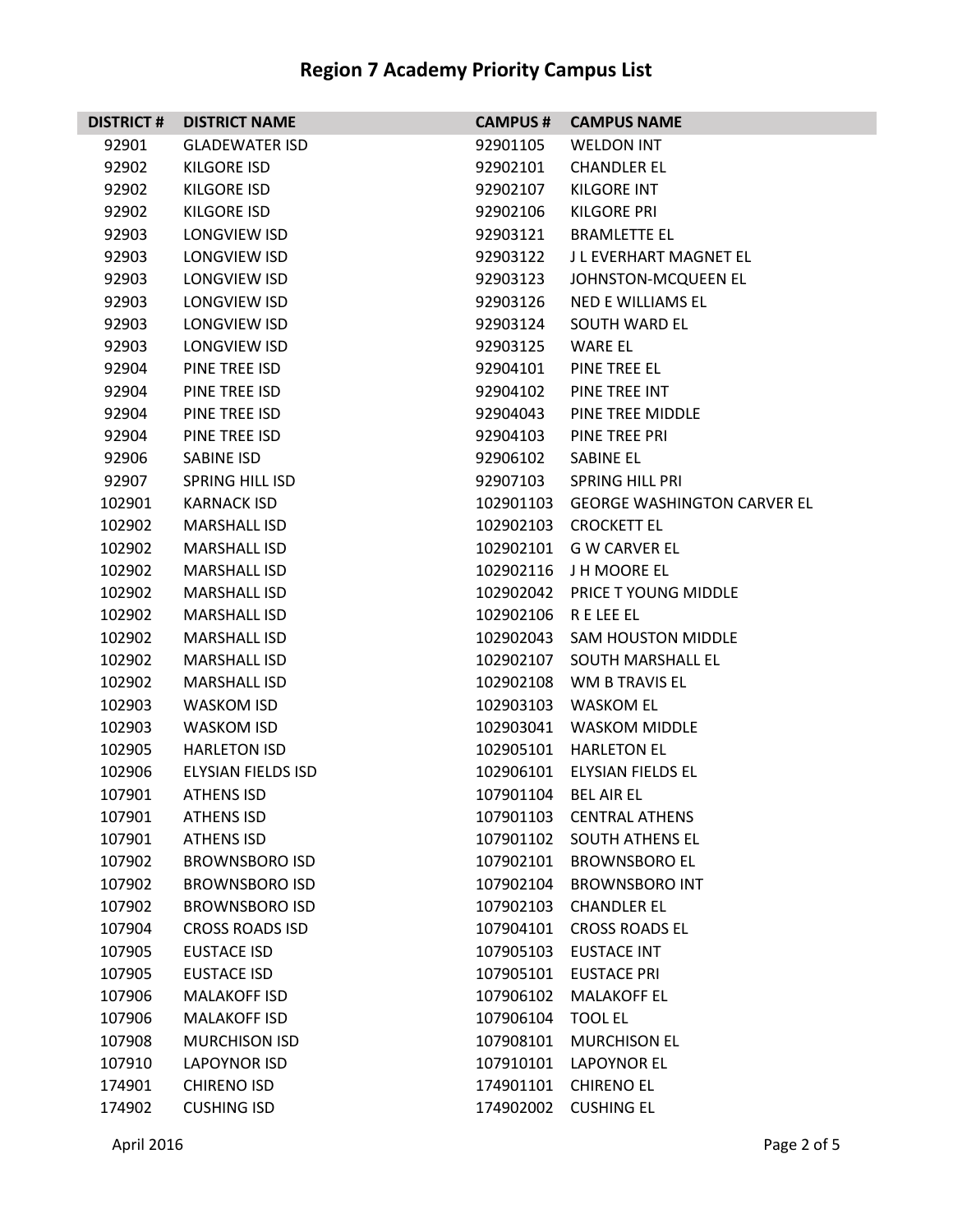# Region 7 Academy Priority Campus List

| DISTRICT # | DISTRICT NAME | CAMPUS # | CAMPUS NAME |
|---|---|---|---|
| 92901 | GLADEWATER ISD | 92901105 | WELDON INT |
| 92902 | KILGORE ISD | 92902101 | CHANDLER EL |
| 92902 | KILGORE ISD | 92902107 | KILGORE INT |
| 92902 | KILGORE ISD | 92902106 | KILGORE PRI |
| 92903 | LONGVIEW ISD | 92903121 | BRAMLETTE EL |
| 92903 | LONGVIEW ISD | 92903122 | J L EVERHART MAGNET EL |
| 92903 | LONGVIEW ISD | 92903123 | JOHNSTON-MCQUEEN EL |
| 92903 | LONGVIEW ISD | 92903126 | NED E WILLIAMS EL |
| 92903 | LONGVIEW ISD | 92903124 | SOUTH WARD EL |
| 92903 | LONGVIEW ISD | 92903125 | WARE EL |
| 92904 | PINE TREE ISD | 92904101 | PINE TREE EL |
| 92904 | PINE TREE ISD | 92904102 | PINE TREE INT |
| 92904 | PINE TREE ISD | 92904043 | PINE TREE MIDDLE |
| 92904 | PINE TREE ISD | 92904103 | PINE TREE PRI |
| 92906 | SABINE ISD | 92906102 | SABINE EL |
| 92907 | SPRING HILL ISD | 92907103 | SPRING HILL PRI |
| 102901 | KARNACK ISD | 102901103 | GEORGE WASHINGTON CARVER EL |
| 102902 | MARSHALL ISD | 102902103 | CROCKETT EL |
| 102902 | MARSHALL ISD | 102902101 | G W CARVER EL |
| 102902 | MARSHALL ISD | 102902116 | J H MOORE EL |
| 102902 | MARSHALL ISD | 102902042 | PRICE T YOUNG MIDDLE |
| 102902 | MARSHALL ISD | 102902106 | R E LEE EL |
| 102902 | MARSHALL ISD | 102902043 | SAM HOUSTON MIDDLE |
| 102902 | MARSHALL ISD | 102902107 | SOUTH MARSHALL EL |
| 102902 | MARSHALL ISD | 102902108 | WM B TRAVIS EL |
| 102903 | WASKOM ISD | 102903103 | WASKOM EL |
| 102903 | WASKOM ISD | 102903041 | WASKOM MIDDLE |
| 102905 | HARLETON ISD | 102905101 | HARLETON EL |
| 102906 | ELYSIAN FIELDS ISD | 102906101 | ELYSIAN FIELDS EL |
| 107901 | ATHENS ISD | 107901104 | BEL AIR EL |
| 107901 | ATHENS ISD | 107901103 | CENTRAL ATHENS |
| 107901 | ATHENS ISD | 107901102 | SOUTH ATHENS EL |
| 107902 | BROWNSBORO ISD | 107902101 | BROWNSBORO EL |
| 107902 | BROWNSBORO ISD | 107902104 | BROWNSBORO INT |
| 107902 | BROWNSBORO ISD | 107902103 | CHANDLER EL |
| 107904 | CROSS ROADS ISD | 107904101 | CROSS ROADS EL |
| 107905 | EUSTACE ISD | 107905103 | EUSTACE INT |
| 107905 | EUSTACE ISD | 107905101 | EUSTACE PRI |
| 107906 | MALAKOFF ISD | 107906102 | MALAKOFF EL |
| 107906 | MALAKOFF ISD | 107906104 | TOOL EL |
| 107908 | MURCHISON ISD | 107908101 | MURCHISON EL |
| 107910 | LAPOYNOR ISD | 107910101 | LAPOYNOR EL |
| 174901 | CHIRENO ISD | 174901101 | CHIRENO EL |
| 174902 | CUSHING ISD | 174902002 | CUSHING EL |

April 2016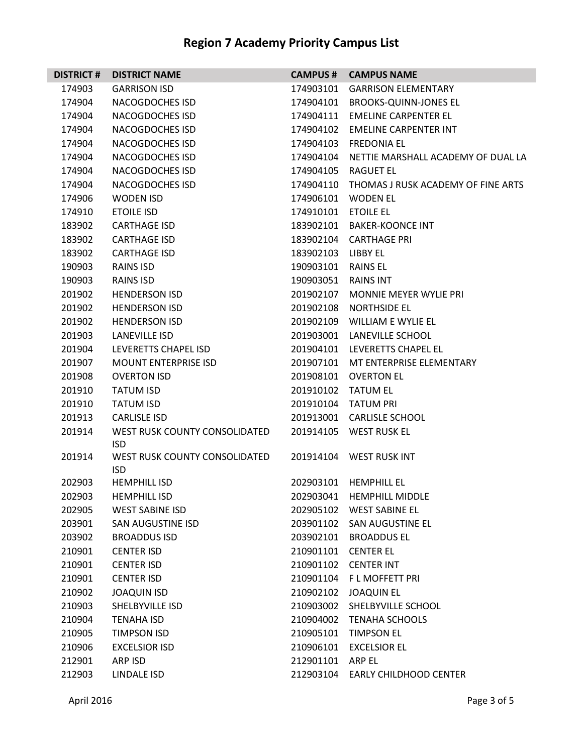# Region 7 Academy Priority Campus List

| DISTRICT # | DISTRICT NAME | CAMPUS # | CAMPUS NAME |
|---|---|---|---|
| 174903 | GARRISON ISD | 174903101 | GARRISON ELEMENTARY |
| 174904 | NACOGDOCHES ISD | 174904101 | BROOKS-QUINN-JONES EL |
| 174904 | NACOGDOCHES ISD | 174904111 | EMELINE CARPENTER EL |
| 174904 | NACOGDOCHES ISD | 174904102 | EMELINE CARPENTER INT |
| 174904 | NACOGDOCHES ISD | 174904103 | FREDONIA EL |
| 174904 | NACOGDOCHES ISD | 174904104 | NETTIE MARSHALL ACADEMY OF DUAL LA |
| 174904 | NACOGDOCHES ISD | 174904105 | RAGUET EL |
| 174904 | NACOGDOCHES ISD | 174904110 | THOMAS J RUSK ACADEMY OF FINE ARTS |
| 174906 | WODEN ISD | 174906101 | WODEN EL |
| 174910 | ETOILE ISD | 174910101 | ETOILE EL |
| 183902 | CARTHAGE ISD | 183902101 | BAKER-KOONCE INT |
| 183902 | CARTHAGE ISD | 183902104 | CARTHAGE PRI |
| 183902 | CARTHAGE ISD | 183902103 | LIBBY EL |
| 190903 | RAINS ISD | 190903101 | RAINS EL |
| 190903 | RAINS ISD | 190903051 | RAINS INT |
| 201902 | HENDERSON ISD | 201902107 | MONNIE MEYER WYLIE PRI |
| 201902 | HENDERSON ISD | 201902108 | NORTHSIDE EL |
| 201902 | HENDERSON ISD | 201902109 | WILLIAM E WYLIE EL |
| 201903 | LANEVILLE ISD | 201903001 | LANEVILLE SCHOOL |
| 201904 | LEVERETTS CHAPEL ISD | 201904101 | LEVERETTS CHAPEL EL |
| 201907 | MOUNT ENTERPRISE ISD | 201907101 | MT ENTERPRISE ELEMENTARY |
| 201908 | OVERTON ISD | 201908101 | OVERTON EL |
| 201910 | TATUM ISD | 201910102 | TATUM EL |
| 201910 | TATUM ISD | 201910104 | TATUM PRI |
| 201913 | CARLISLE ISD | 201913001 | CARLISLE SCHOOL |
| 201914 | WEST RUSK COUNTY CONSOLIDATED ISD | 201914105 | WEST RUSK EL |
| 201914 | WEST RUSK COUNTY CONSOLIDATED ISD | 201914104 | WEST RUSK INT |
| 202903 | HEMPHILL ISD | 202903101 | HEMPHILL EL |
| 202903 | HEMPHILL ISD | 202903041 | HEMPHILL MIDDLE |
| 202905 | WEST SABINE ISD | 202905102 | WEST SABINE EL |
| 203901 | SAN AUGUSTINE ISD | 203901102 | SAN AUGUSTINE EL |
| 203902 | BROADDUS ISD | 203902101 | BROADDUS EL |
| 210901 | CENTER ISD | 210901101 | CENTER EL |
| 210901 | CENTER ISD | 210901102 | CENTER INT |
| 210901 | CENTER ISD | 210901104 | F L MOFFETT PRI |
| 210902 | JOAQUIN ISD | 210902102 | JOAQUIN EL |
| 210903 | SHELBYVILLE ISD | 210903002 | SHELBYVILLE SCHOOL |
| 210904 | TENAHA ISD | 210904002 | TENAHA SCHOOLS |
| 210905 | TIMPSON ISD | 210905101 | TIMPSON EL |
| 210906 | EXCELSIOR ISD | 210906101 | EXCELSIOR EL |
| 212901 | ARP ISD | 212901101 | ARP EL |
| 212903 | LINDALE ISD | 212903104 | EARLY CHILDHOOD CENTER |

April 2016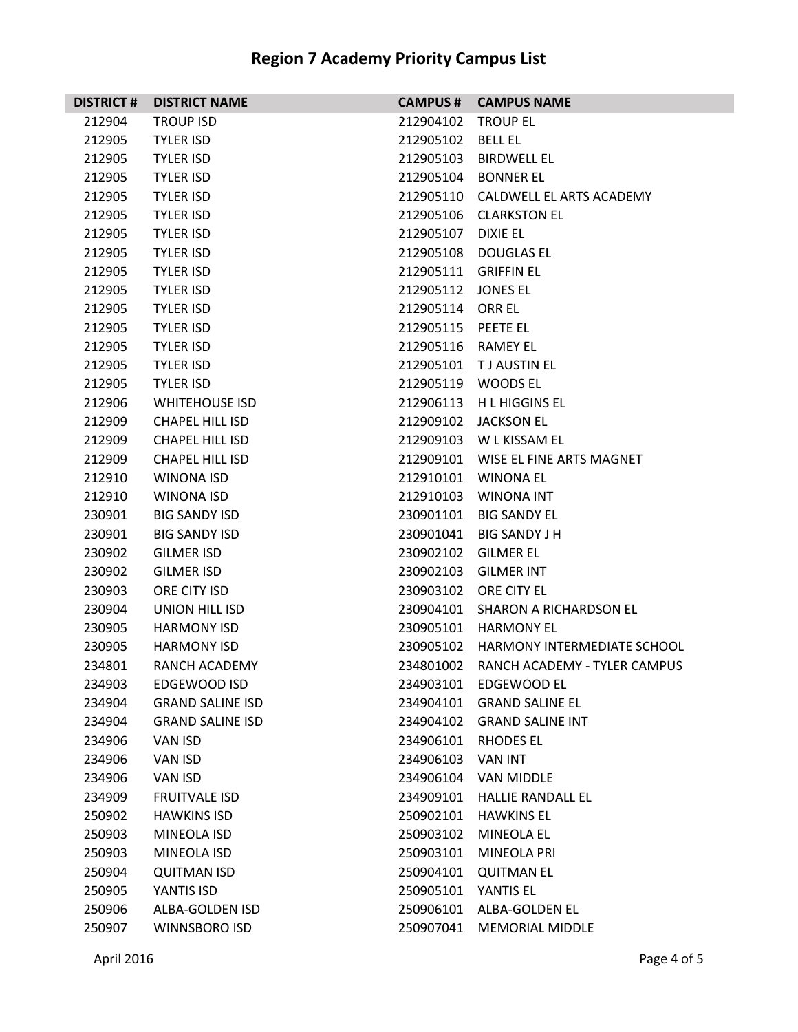# Region 7 Academy Priority Campus List

| DISTRICT # | DISTRICT NAME | CAMPUS # | CAMPUS NAME |
|---|---|---|---|
| 212904 | TROUP ISD | 212904102 | TROUP EL |
| 212905 | TYLER ISD | 212905102 | BELL EL |
| 212905 | TYLER ISD | 212905103 | BIRDWELL EL |
| 212905 | TYLER ISD | 212905104 | BONNER EL |
| 212905 | TYLER ISD | 212905110 | CALDWELL EL ARTS ACADEMY |
| 212905 | TYLER ISD | 212905106 | CLARKSTON EL |
| 212905 | TYLER ISD | 212905107 | DIXIE EL |
| 212905 | TYLER ISD | 212905108 | DOUGLAS EL |
| 212905 | TYLER ISD | 212905111 | GRIFFIN EL |
| 212905 | TYLER ISD | 212905112 | JONES EL |
| 212905 | TYLER ISD | 212905114 | ORR EL |
| 212905 | TYLER ISD | 212905115 | PEETE EL |
| 212905 | TYLER ISD | 212905116 | RAMEY EL |
| 212905 | TYLER ISD | 212905101 | T J AUSTIN EL |
| 212905 | TYLER ISD | 212905119 | WOODS EL |
| 212906 | WHITEHOUSE ISD | 212906113 | H L HIGGINS EL |
| 212909 | CHAPEL HILL ISD | 212909102 | JACKSON EL |
| 212909 | CHAPEL HILL ISD | 212909103 | W L KISSAM EL |
| 212909 | CHAPEL HILL ISD | 212909101 | WISE EL FINE ARTS MAGNET |
| 212910 | WINONA ISD | 212910101 | WINONA EL |
| 212910 | WINONA ISD | 212910103 | WINONA INT |
| 230901 | BIG SANDY ISD | 230901101 | BIG SANDY EL |
| 230901 | BIG SANDY ISD | 230901041 | BIG SANDY J H |
| 230902 | GILMER ISD | 230902102 | GILMER EL |
| 230902 | GILMER ISD | 230902103 | GILMER INT |
| 230903 | ORE CITY ISD | 230903102 | ORE CITY EL |
| 230904 | UNION HILL ISD | 230904101 | SHARON A RICHARDSON EL |
| 230905 | HARMONY ISD | 230905101 | HARMONY EL |
| 230905 | HARMONY ISD | 230905102 | HARMONY INTERMEDIATE SCHOOL |
| 234801 | RANCH ACADEMY | 234801002 | RANCH ACADEMY - TYLER CAMPUS |
| 234903 | EDGEWOOD ISD | 234903101 | EDGEWOOD EL |
| 234904 | GRAND SALINE ISD | 234904101 | GRAND SALINE EL |
| 234904 | GRAND SALINE ISD | 234904102 | GRAND SALINE INT |
| 234906 | VAN ISD | 234906101 | RHODES EL |
| 234906 | VAN ISD | 234906103 | VAN INT |
| 234906 | VAN ISD | 234906104 | VAN MIDDLE |
| 234909 | FRUITVALE ISD | 234909101 | HALLIE RANDALL EL |
| 250902 | HAWKINS ISD | 250902101 | HAWKINS EL |
| 250903 | MINEOLA ISD | 250903102 | MINEOLA EL |
| 250903 | MINEOLA ISD | 250903101 | MINEOLA PRI |
| 250904 | QUITMAN ISD | 250904101 | QUITMAN EL |
| 250905 | YANTIS ISD | 250905101 | YANTIS EL |
| 250906 | ALBA-GOLDEN ISD | 250906101 | ALBA-GOLDEN EL |
| 250907 | WINNSBORO ISD | 250907041 | MEMORIAL MIDDLE |

April 2016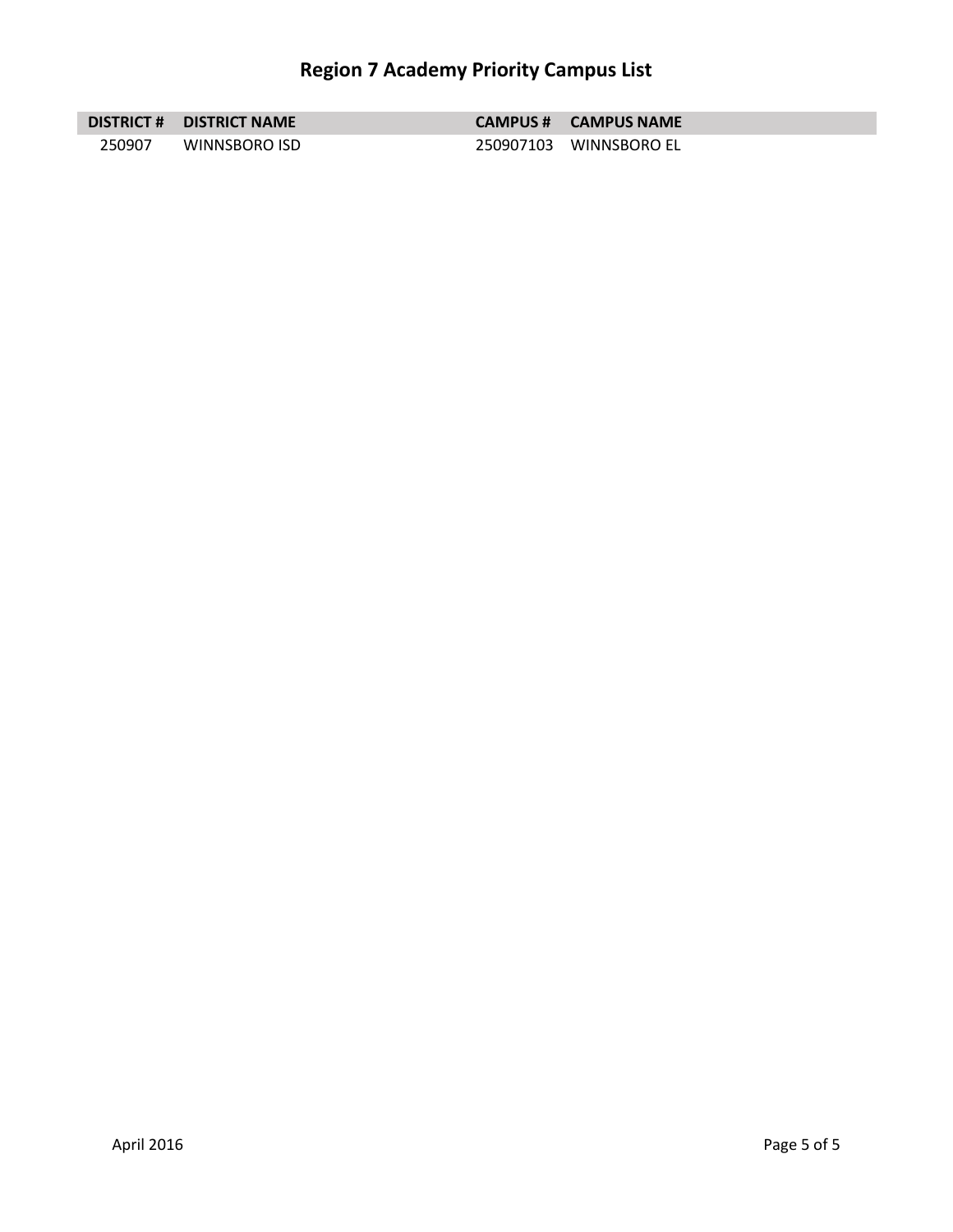# Region 7 Academy Priority Campus List

| DISTRICT # | DISTRICT NAME | CAMPUS # | CAMPUS NAME |
|---|---|---|---|
| 250907 | WINNSBORO ISD | 250907103 | WINNSBORO EL |

April 2016